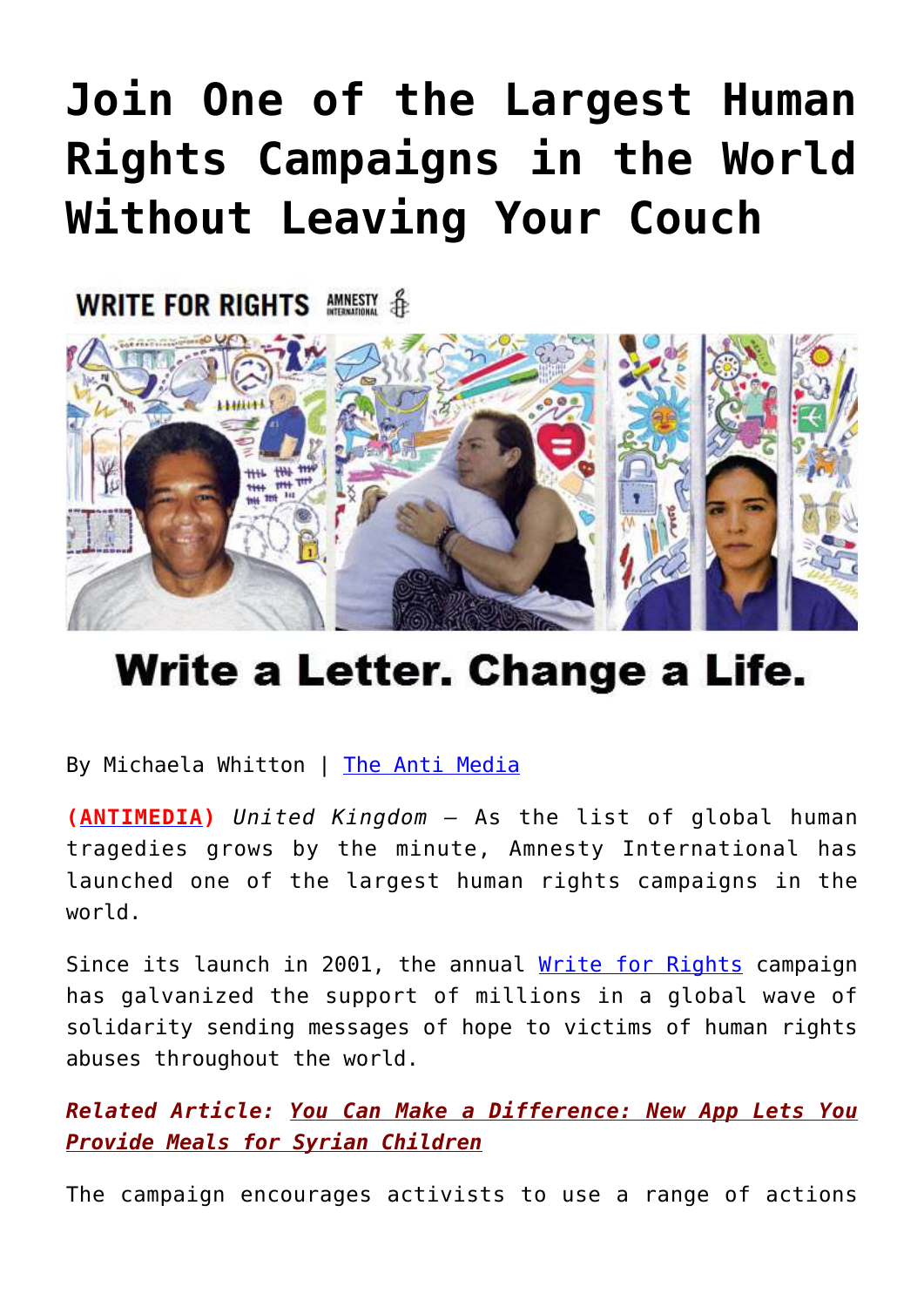# Join One of the Largest Human Rights Campaigns in the World Without Leaving Your Couch

By Michaela Whitton | The Anti Media

**(ANTIMEDIA)** *United Kingdom* — As the list of global human tragedies grows by the minute, Amnesty International has launched one of the largest human rights campaigns in the world.

Since its launch in 2001, the annual Write for Rights campaign has galvanized the support of millions in a global wave of solidarity sending messages of hope to victims of human rights abuses throughout the world.

***Related Article: You Can Make a Difference: New App Lets You Provide Meals for Syrian Children***

The campaign encourages activists to use a range of actions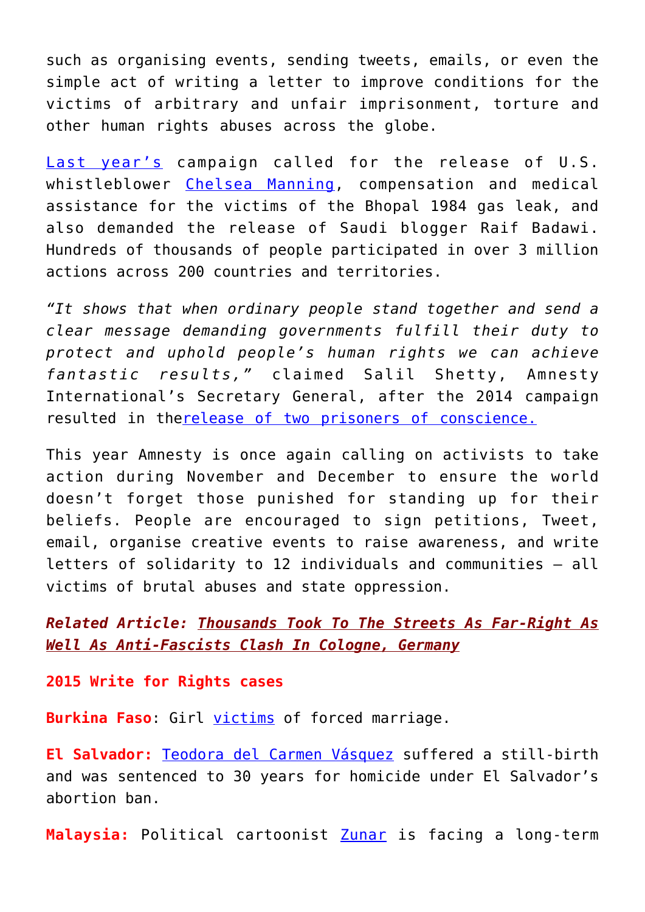such as organising events, sending tweets, emails, or even the simple act of writing a letter to improve conditions for the victims of arbitrary and unfair imprisonment, torture and other human rights abuses across the globe.

Last year's campaign called for the release of U.S. whistleblower Chelsea Manning, compensation and medical assistance for the victims of the Bhopal 1984 gas leak, and also demanded the release of Saudi blogger Raif Badawi. Hundreds of thousands of people participated in over 3 million actions across 200 countries and territories.

*"It shows that when ordinary people stand together and send a clear message demanding governments fulfill their duty to protect and uphold people's human rights we can achieve fantastic results,"* claimed Salil Shetty, Amnesty International's Secretary General, after the 2014 campaign resulted in therelease of two prisoners of conscience.

This year Amnesty is once again calling on activists to take action during November and December to ensure the world doesn't forget those punished for standing up for their beliefs. People are encouraged to sign petitions, Tweet, email, organise creative events to raise awareness, and write letters of solidarity to 12 individuals and communities – all victims of brutal abuses and state oppression.

***Related Article: Thousands Took To The Streets As Far-Right As Well As Anti-Fascists Clash In Cologne, Germany***

**2015 Write for Rights cases**

**Burkina Faso**: Girl victims of forced marriage.

**El Salvador:** Teodora del Carmen Vásquez suffered a still-birth and was sentenced to 30 years for homicide under El Salvador's abortion ban.

**Malaysia:** Political cartoonist Zunar is facing a long-term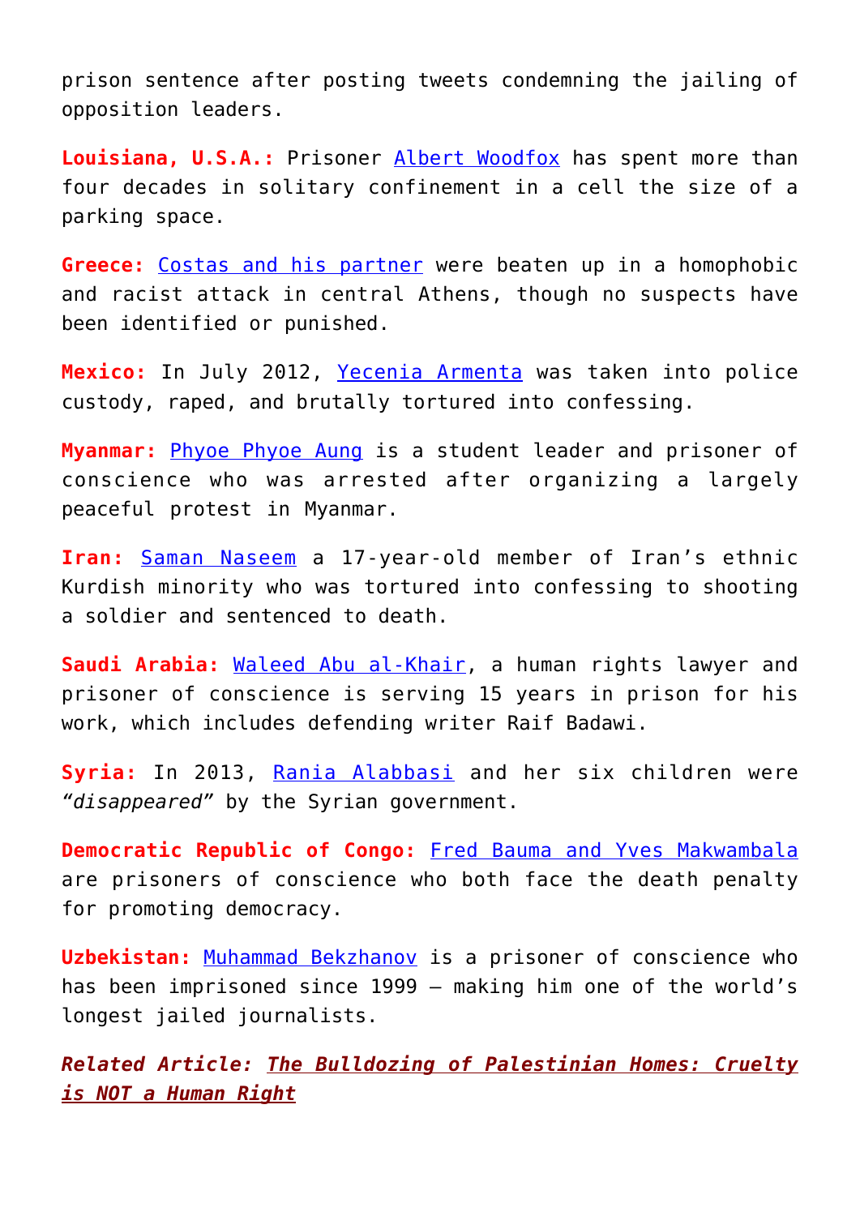prison sentence after posting tweets condemning the jailing of opposition leaders.

**Louisiana, U.S.A.:** Prisoner Albert Woodfox has spent more than four decades in solitary confinement in a cell the size of a parking space.

**Greece:** Costas and his partner were beaten up in a homophobic and racist attack in central Athens, though no suspects have been identified or punished.

**Mexico:** In July 2012, Yecenia Armenta was taken into police custody, raped, and brutally tortured into confessing.

**Myanmar:** Phyoe Phyoe Aung is a student leader and prisoner of conscience who was arrested after organizing a largely peaceful protest in Myanmar.

**Iran:** Saman Naseem a 17-year-old member of Iran's ethnic Kurdish minority who was tortured into confessing to shooting a soldier and sentenced to death.

**Saudi Arabia:** Waleed Abu al-Khair, a human rights lawyer and prisoner of conscience is serving 15 years in prison for his work, which includes defending writer Raif Badawi.

**Syria:** In 2013, Rania Alabbasi and her six children were *"disappeared"* by the Syrian government.

**Democratic Republic of Congo:** Fred Bauma and Yves Makwambala are prisoners of conscience who both face the death penalty for promoting democracy.

**Uzbekistan:** Muhammad Bekzhanov is a prisoner of conscience who has been imprisoned since 1999 – making him one of the world's longest jailed journalists.

***Related Article: The Bulldozing of Palestinian Homes: Cruelty is NOT a Human Right***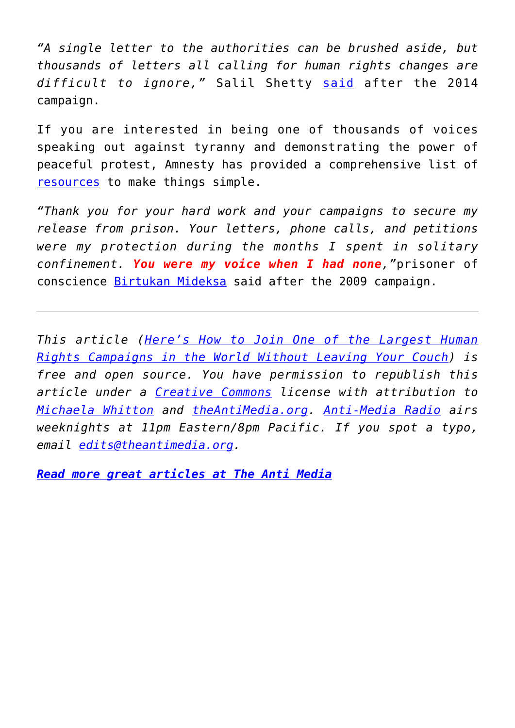*"A single letter to the authorities can be brushed aside, but thousands of letters all calling for human rights changes are difficult to ignore,"* Salil Shetty said after the 2014 campaign.

If you are interested in being one of thousands of voices speaking out against tyranny and demonstrating the power of peaceful protest, Amnesty has provided a comprehensive list of resources to make things simple.

*"Thank you for your hard work and your campaigns to secure my release from prison. Your letters, phone calls, and petitions were my protection during the months I spent in solitary confinement.* ***You were my voice when I had none****,"* prisoner of conscience Birtukan Mideksa said after the 2009 campaign.

---

*This article (Here's How to Join One of the Largest Human Rights Campaigns in the World Without Leaving Your Couch) is free and open source. You have permission to republish this article under a Creative Commons license with attribution to Michaela Whitton and theAntiMedia.org. Anti-Media Radio airs weeknights at 11pm Eastern/8pm Pacific. If you spot a typo, email edits@theantimedia.org.*

***Read more great articles at The Anti Media***